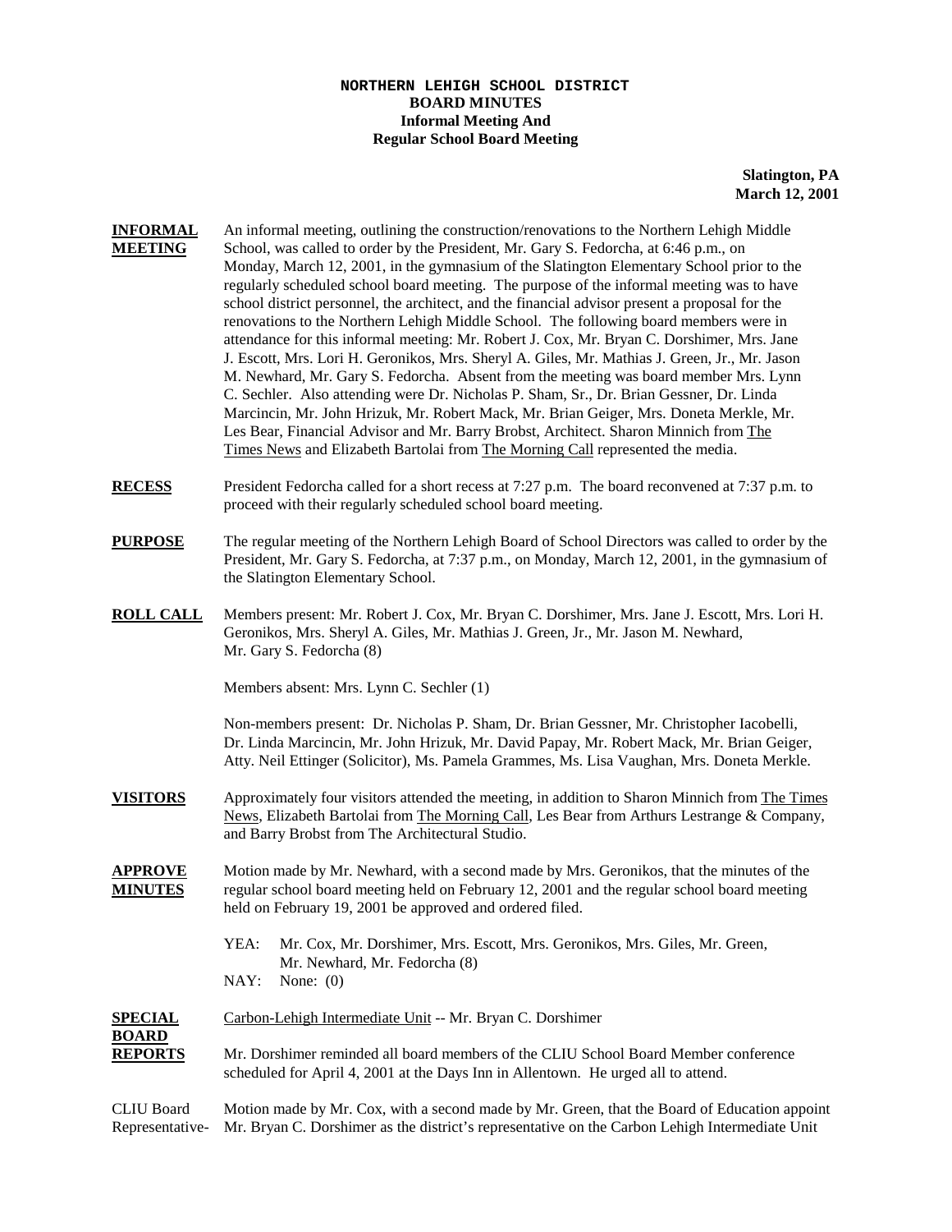**NORTHERN LEHIGH SCHOOL DISTRICT**
**BOARD MINUTES**
**Informal Meeting And**
**Regular School Board Meeting**

**Slatington, PA**
**March 12, 2001**

**INFORMAL MEETING** An informal meeting, outlining the construction/renovations to the Northern Lehigh Middle School, was called to order by the President, Mr. Gary S. Fedorcha, at 6:46 p.m., on Monday, March 12, 2001, in the gymnasium of the Slatington Elementary School prior to the regularly scheduled school board meeting. The purpose of the informal meeting was to have school district personnel, the architect, and the financial advisor present a proposal for the renovations to the Northern Lehigh Middle School. The following board members were in attendance for this informal meeting: Mr. Robert J. Cox, Mr. Bryan C. Dorshimer, Mrs. Jane J. Escott, Mrs. Lori H. Geronikos, Mrs. Sheryl A. Giles, Mr. Mathias J. Green, Jr., Mr. Jason M. Newhard, Mr. Gary S. Fedorcha. Absent from the meeting was board member Mrs. Lynn C. Sechler. Also attending were Dr. Nicholas P. Sham, Sr., Dr. Brian Gessner, Dr. Linda Marcincin, Mr. John Hrizuk, Mr. Robert Mack, Mr. Brian Geiger, Mrs. Doneta Merkle, Mr. Les Bear, Financial Advisor and Mr. Barry Brobst, Architect. Sharon Minnich from The Times News and Elizabeth Bartolai from The Morning Call represented the media.

**RECESS** President Fedorcha called for a short recess at 7:27 p.m. The board reconvened at 7:37 p.m. to proceed with their regularly scheduled school board meeting.

**PURPOSE** The regular meeting of the Northern Lehigh Board of School Directors was called to order by the President, Mr. Gary S. Fedorcha, at 7:37 p.m., on Monday, March 12, 2001, in the gymnasium of the Slatington Elementary School.

**ROLL CALL** Members present: Mr. Robert J. Cox, Mr. Bryan C. Dorshimer, Mrs. Jane J. Escott, Mrs. Lori H. Geronikos, Mrs. Sheryl A. Giles, Mr. Mathias J. Green, Jr., Mr. Jason M. Newhard, Mr. Gary S. Fedorcha (8)

Members absent: Mrs. Lynn C. Sechler (1)

Non-members present: Dr. Nicholas P. Sham, Dr. Brian Gessner, Mr. Christopher Iacobelli, Dr. Linda Marcincin, Mr. John Hrizuk, Mr. David Papay, Mr. Robert Mack, Mr. Brian Geiger, Atty. Neil Ettinger (Solicitor), Ms. Pamela Grammes, Ms. Lisa Vaughan, Mrs. Doneta Merkle.

**VISITORS** Approximately four visitors attended the meeting, in addition to Sharon Minnich from The Times News, Elizabeth Bartolai from The Morning Call, Les Bear from Arthurs Lestrange & Company, and Barry Brobst from The Architectural Studio.

**APPROVE MINUTES** Motion made by Mr. Newhard, with a second made by Mrs. Geronikos, that the minutes of the regular school board meeting held on February 12, 2001 and the regular school board meeting held on February 19, 2001 be approved and ordered filed.

YEA: Mr. Cox, Mr. Dorshimer, Mrs. Escott, Mrs. Geronikos, Mrs. Giles, Mr. Green, Mr. Newhard, Mr. Fedorcha (8)
NAY: None: (0)

**SPECIAL BOARD REPORTS** Carbon-Lehigh Intermediate Unit -- Mr. Bryan C. Dorshimer

Mr. Dorshimer reminded all board members of the CLIU School Board Member conference scheduled for April 4, 2001 at the Days Inn in Allentown. He urged all to attend.

CLIU Board Representative- Motion made by Mr. Cox, with a second made by Mr. Green, that the Board of Education appoint Mr. Bryan C. Dorshimer as the district's representative on the Carbon Lehigh Intermediate Unit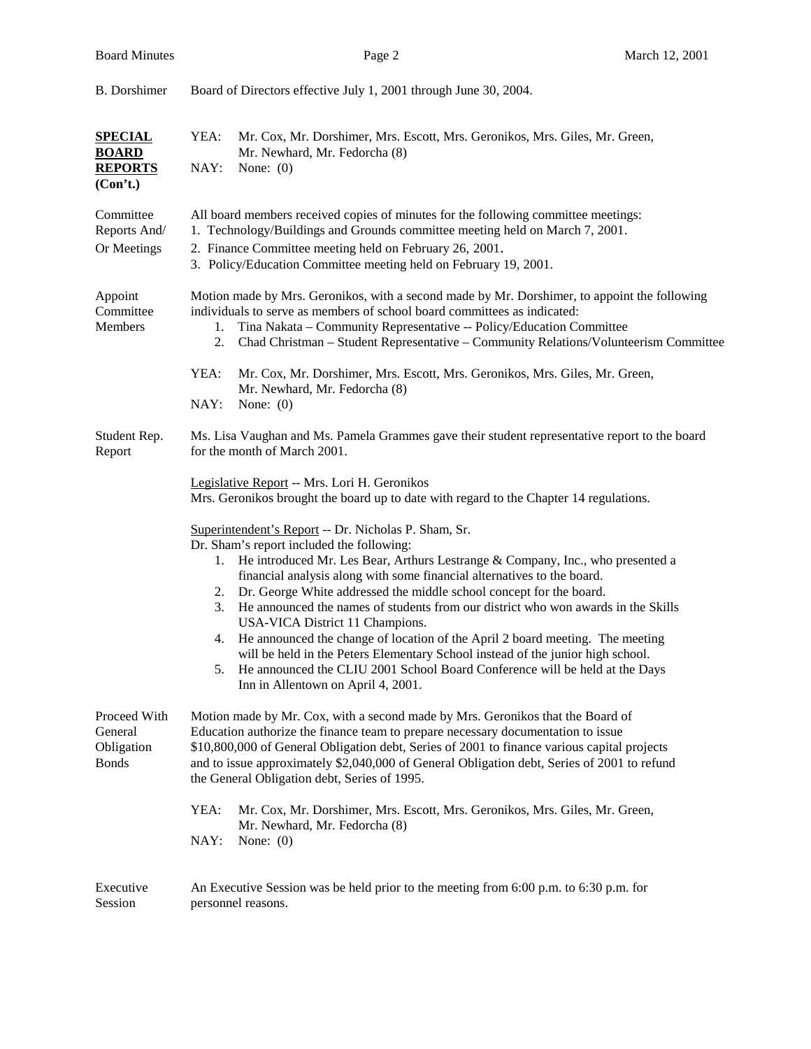B. Dorshimer — Board of Directors effective July 1, 2001 through June 30, 2004.

**SPECIAL BOARD REPORTS (Con't.)**

YEA: Mr. Cox, Mr. Dorshimer, Mrs. Escott, Mrs. Geronikos, Mrs. Giles, Mr. Green, Mr. Newhard, Mr. Fedorcha (8)
NAY: None: (0)

**Committee Reports And/ Or Meetings**

All board members received copies of minutes for the following committee meetings:

1. Technology/Buildings and Grounds committee meeting held on March 7, 2001.
2. Finance Committee meeting held on February 26, 2001.
3. Policy/Education Committee meeting held on February 19, 2001.

**Appoint Committee Members**

Motion made by Mrs. Geronikos, with a second made by Mr. Dorshimer, to appoint the following individuals to serve as members of school board committees as indicated:

1. Tina Nakata – Community Representative -- Policy/Education Committee
2. Chad Christman – Student Representative – Community Relations/Volunteerism Committee

YEA: Mr. Cox, Mr. Dorshimer, Mrs. Escott, Mrs. Geronikos, Mrs. Giles, Mr. Green, Mr. Newhard, Mr. Fedorcha (8)
NAY: None: (0)

**Student Rep. Report**

Ms. Lisa Vaughan and Ms. Pamela Grammes gave their student representative report to the board for the month of March 2001.

Legislative Report -- Mrs. Lori H. Geronikos
Mrs. Geronikos brought the board up to date with regard to the Chapter 14 regulations.

Superintendent's Report -- Dr. Nicholas P. Sham, Sr.
Dr. Sham's report included the following:

1. He introduced Mr. Les Bear, Arthurs Lestrange & Company, Inc., who presented a financial analysis along with some financial alternatives to the board.
2. Dr. George White addressed the middle school concept for the board.
3. He announced the names of students from our district who won awards in the Skills USA-VICA District 11 Champions.
4. He announced the change of location of the April 2 board meeting. The meeting will be held in the Peters Elementary School instead of the junior high school.
5. He announced the CLIU 2001 School Board Conference will be held at the Days Inn in Allentown on April 4, 2001.

**Proceed With General Obligation Bonds**

Motion made by Mr. Cox, with a second made by Mrs. Geronikos that the Board of Education authorize the finance team to prepare necessary documentation to issue $10,800,000 of General Obligation debt, Series of 2001 to finance various capital projects and to issue approximately $2,040,000 of General Obligation debt, Series of 2001 to refund the General Obligation debt, Series of 1995.

YEA: Mr. Cox, Mr. Dorshimer, Mrs. Escott, Mrs. Geronikos, Mrs. Giles, Mr. Green, Mr. Newhard, Mr. Fedorcha (8)
NAY: None: (0)

**Executive Session**

An Executive Session was be held prior to the meeting from 6:00 p.m. to 6:30 p.m. for personnel reasons.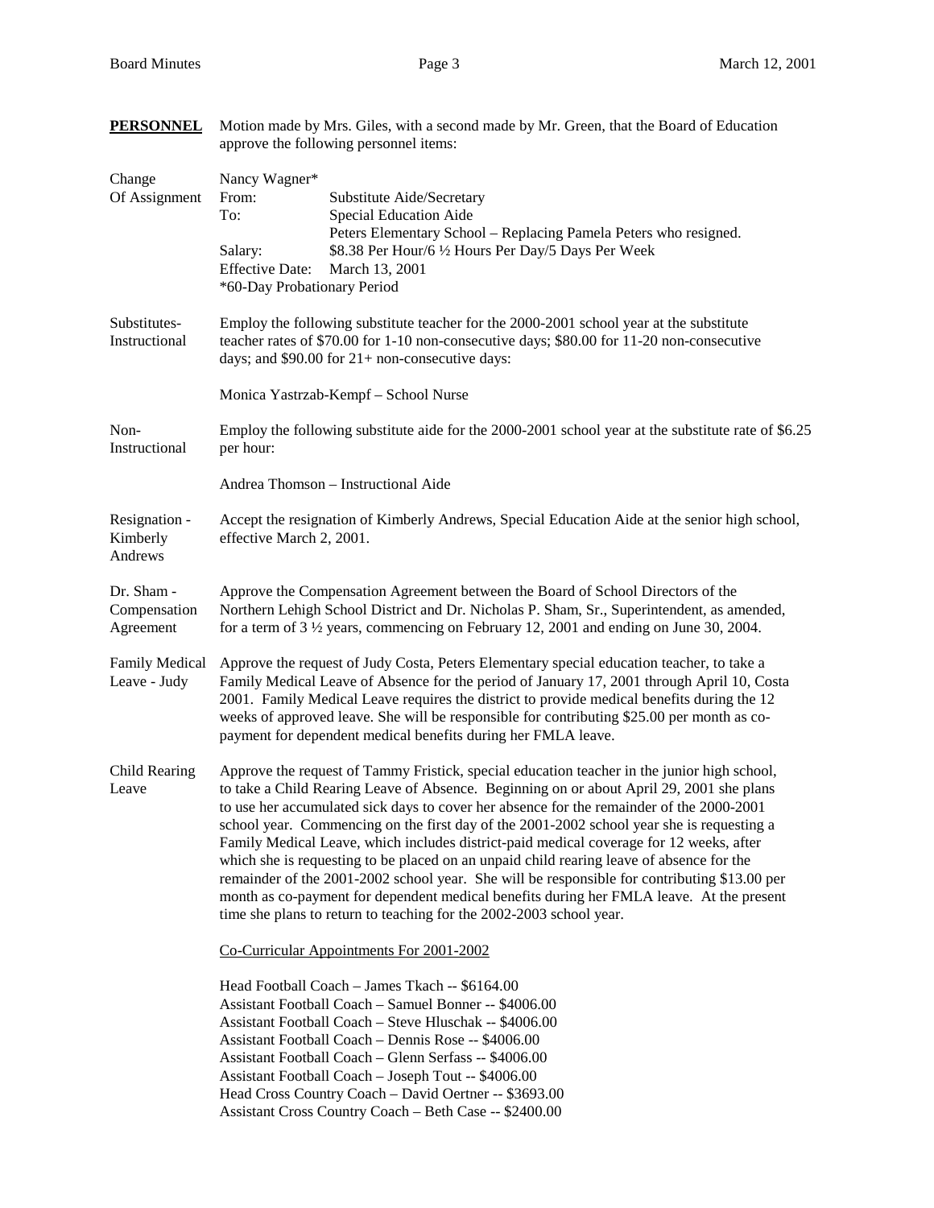**PERSONNEL** Motion made by Mrs. Giles, with a second made by Mr. Green, that the Board of Education approve the following personnel items:

**Change Of Assignment**

Nancy Wagner*
From: Substitute Aide/Secretary
To: Special Education Aide
Peters Elementary School – Replacing Pamela Peters who resigned.
Salary: $8.38 Per Hour/6 ½ Hours Per Day/5 Days Per Week
Effective Date: March 13, 2001
*60-Day Probationary Period

**Substitutes-Instructional**

Employ the following substitute teacher for the 2000-2001 school year at the substitute teacher rates of $70.00 for 1-10 non-consecutive days; $80.00 for 11-20 non-consecutive days; and $90.00 for 21+ non-consecutive days:

Monica Yastrzab-Kempf – School Nurse

**Non-Instructional**

Employ the following substitute aide for the 2000-2001 school year at the substitute rate of $6.25 per hour:

Andrea Thomson – Instructional Aide

**Resignation - Kimberly Andrews**

Accept the resignation of Kimberly Andrews, Special Education Aide at the senior high school, effective March 2, 2001.

**Dr. Sham - Compensation Agreement**

Approve the Compensation Agreement between the Board of School Directors of the Northern Lehigh School District and Dr. Nicholas P. Sham, Sr., Superintendent, as amended, for a term of 3 ½ years, commencing on February 12, 2001 and ending on June 30, 2004.

**Family Medical Leave - Judy Costa**

Approve the request of Judy Costa, Peters Elementary special education teacher, to take a Family Medical Leave of Absence for the period of January 17, 2001 through April 10, 2001. Family Medical Leave requires the district to provide medical benefits during the 12 weeks of approved leave. She will be responsible for contributing $25.00 per month as co-payment for dependent medical benefits during her FMLA leave.

**Child Rearing Leave**

Approve the request of Tammy Fristick, special education teacher in the junior high school, to take a Child Rearing Leave of Absence. Beginning on or about April 29, 2001 she plans to use her accumulated sick days to cover her absence for the remainder of the 2000-2001 school year. Commencing on the first day of the 2001-2002 school year she is requesting a Family Medical Leave, which includes district-paid medical coverage for 12 weeks, after which she is requesting to be placed on an unpaid child rearing leave of absence for the remainder of the 2001-2002 school year. She will be responsible for contributing $13.00 per month as co-payment for dependent medical benefits during her FMLA leave. At the present time she plans to return to teaching for the 2002-2003 school year.

Co-Curricular Appointments For 2001-2002

Head Football Coach – James Tkach -- $6164.00
Assistant Football Coach – Samuel Bonner -- $4006.00
Assistant Football Coach – Steve Hluschak -- $4006.00
Assistant Football Coach – Dennis Rose -- $4006.00
Assistant Football Coach – Glenn Serfass -- $4006.00
Assistant Football Coach – Joseph Tout -- $4006.00
Head Cross Country Coach – David Oertner -- $3693.00
Assistant Cross Country Coach – Beth Case -- $2400.00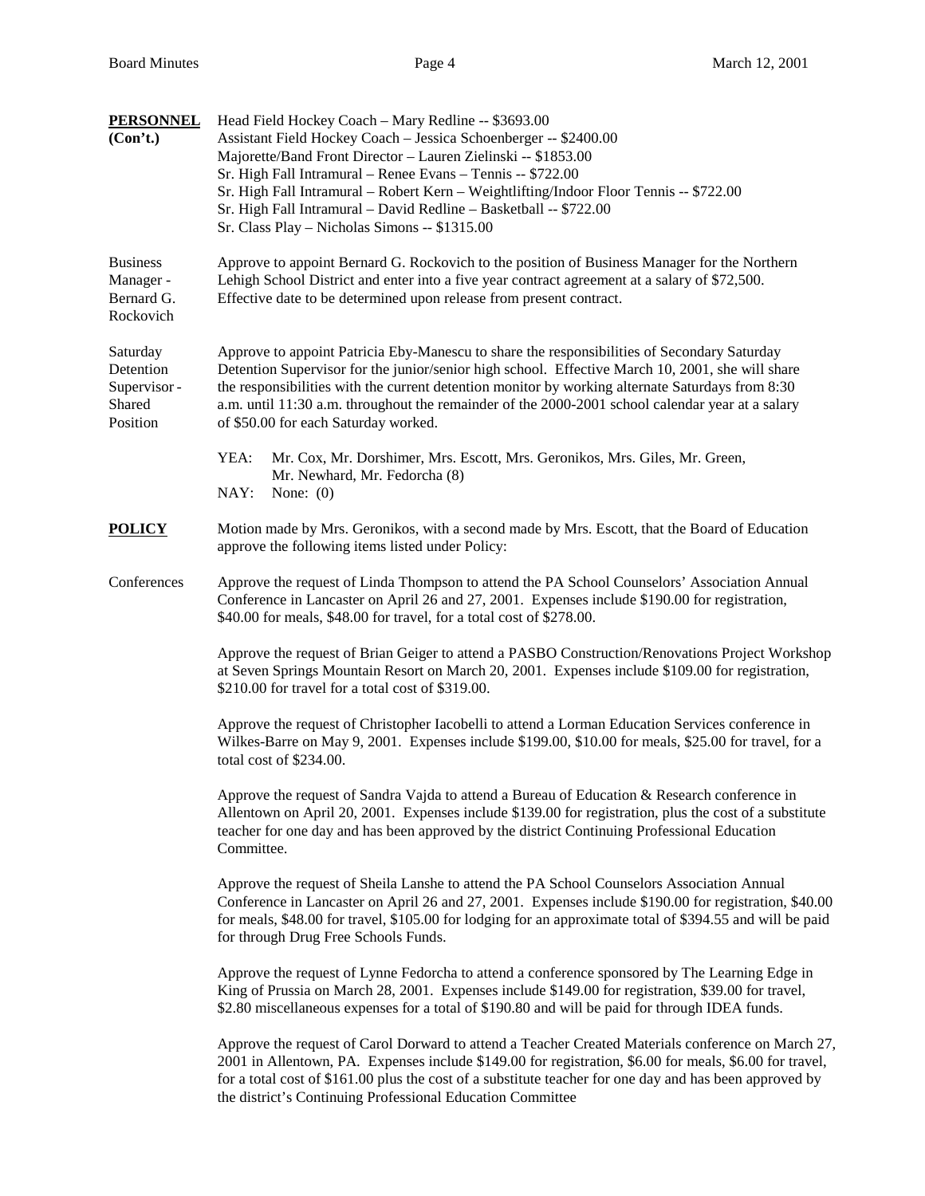**PERSONNEL (Con't.)**

Head Field Hockey Coach – Mary Redline -- $3693.00
Assistant Field Hockey Coach – Jessica Schoenberger -- $2400.00
Majorette/Band Front Director – Lauren Zielinski -- $1853.00
Sr. High Fall Intramural – Renee Evans – Tennis -- $722.00
Sr. High Fall Intramural – Robert Kern – Weightlifting/Indoor Floor Tennis -- $722.00
Sr. High Fall Intramural – David Redline – Basketball -- $722.00
Sr. Class Play – Nicholas Simons -- $1315.00

Business Manager - Bernard G. Rockovich

Approve to appoint Bernard G. Rockovich to the position of Business Manager for the Northern Lehigh School District and enter into a five year contract agreement at a salary of $72,500. Effective date to be determined upon release from present contract.

Saturday Detention Supervisor - Shared Position

Approve to appoint Patricia Eby-Manescu to share the responsibilities of Secondary Saturday Detention Supervisor for the junior/senior high school. Effective March 10, 2001, she will share the responsibilities with the current detention monitor by working alternate Saturdays from 8:30 a.m. until 11:30 a.m. throughout the remainder of the 2000-2001 school calendar year at a salary of $50.00 for each Saturday worked.

YEA: Mr. Cox, Mr. Dorshimer, Mrs. Escott, Mrs. Geronikos, Mrs. Giles, Mr. Green, Mr. Newhard, Mr. Fedorcha (8)
NAY: None: (0)

**POLICY**

Motion made by Mrs. Geronikos, with a second made by Mrs. Escott, that the Board of Education approve the following items listed under Policy:

Conferences

Approve the request of Linda Thompson to attend the PA School Counselors' Association Annual Conference in Lancaster on April 26 and 27, 2001. Expenses include $190.00 for registration, $40.00 for meals, $48.00 for travel, for a total cost of $278.00.

Approve the request of Brian Geiger to attend a PASBO Construction/Renovations Project Workshop at Seven Springs Mountain Resort on March 20, 2001. Expenses include $109.00 for registration, $210.00 for travel for a total cost of $319.00.

Approve the request of Christopher Iacobelli to attend a Lorman Education Services conference in Wilkes-Barre on May 9, 2001. Expenses include $199.00, $10.00 for meals, $25.00 for travel, for a total cost of $234.00.

Approve the request of Sandra Vajda to attend a Bureau of Education & Research conference in Allentown on April 20, 2001. Expenses include $139.00 for registration, plus the cost of a substitute teacher for one day and has been approved by the district Continuing Professional Education Committee.

Approve the request of Sheila Lanshe to attend the PA School Counselors Association Annual Conference in Lancaster on April 26 and 27, 2001. Expenses include $190.00 for registration, $40.00 for meals, $48.00 for travel, $105.00 for lodging for an approximate total of $394.55 and will be paid for through Drug Free Schools Funds.

Approve the request of Lynne Fedorcha to attend a conference sponsored by The Learning Edge in King of Prussia on March 28, 2001. Expenses include $149.00 for registration, $39.00 for travel, $2.80 miscellaneous expenses for a total of $190.80 and will be paid for through IDEA funds.

Approve the request of Carol Dorward to attend a Teacher Created Materials conference on March 27, 2001 in Allentown, PA. Expenses include $149.00 for registration, $6.00 for meals, $6.00 for travel, for a total cost of $161.00 plus the cost of a substitute teacher for one day and has been approved by the district's Continuing Professional Education Committee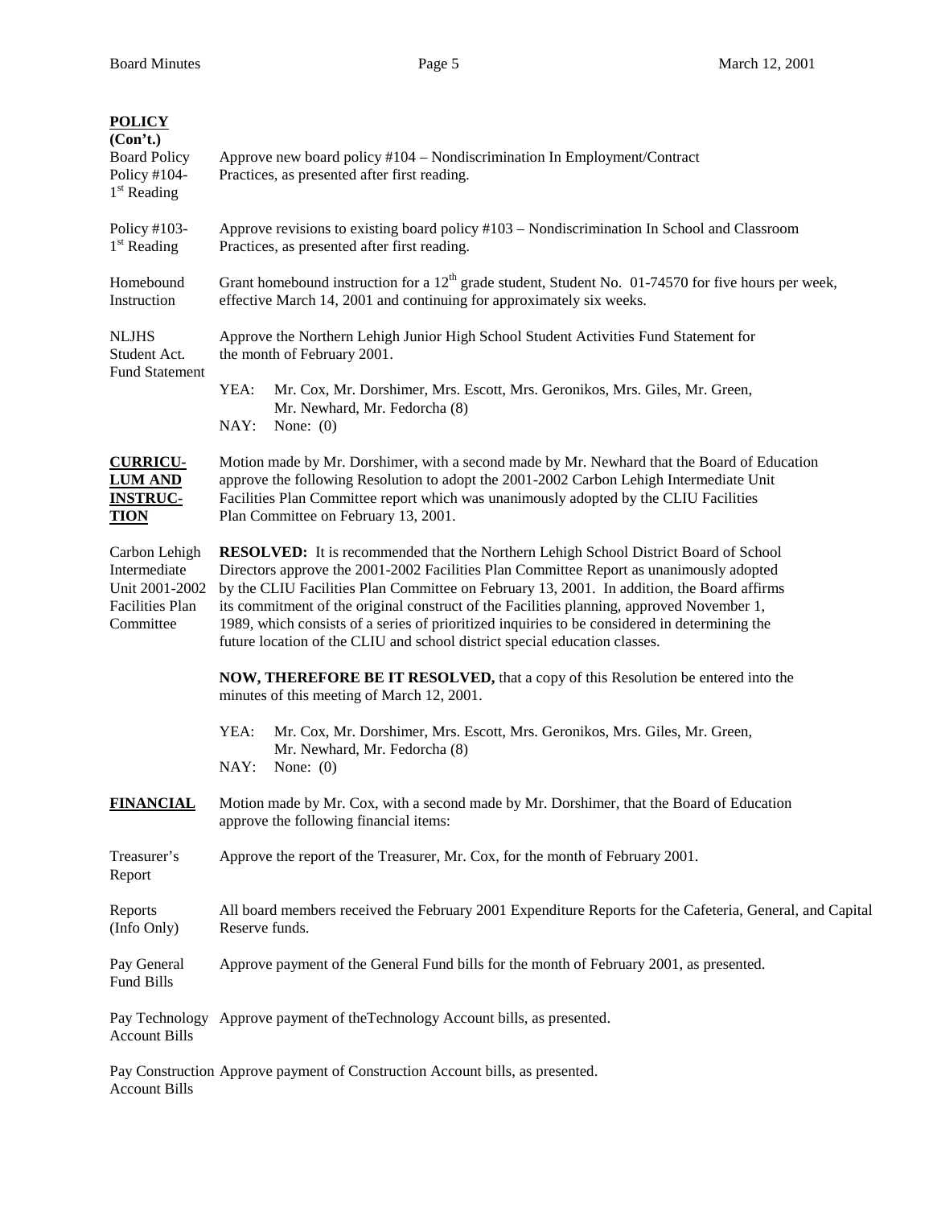**POLICY (Con't.)**

Board Policy Policy #104- 1st Reading — Approve new board policy #104 – Nondiscrimination In Employment/Contract Practices, as presented after first reading.

Policy #103- 1st Reading — Approve revisions to existing board policy #103 – Nondiscrimination In School and Classroom Practices, as presented after first reading.

Homebound Instruction — Grant homebound instruction for a 12th grade student, Student No. 01-74570 for five hours per week, effective March 14, 2001 and continuing for approximately six weeks.

NLJHS Student Act. Fund Statement — Approve the Northern Lehigh Junior High School Student Activities Fund Statement for the month of February 2001.

YEA: Mr. Cox, Mr. Dorshimer, Mrs. Escott, Mrs. Geronikos, Mrs. Giles, Mr. Green, Mr. Newhard, Mr. Fedorcha (8)
NAY: None: (0)

**CURRICULUM AND INSTRUCTION**

Motion made by Mr. Dorshimer, with a second made by Mr. Newhard that the Board of Education approve the following Resolution to adopt the 2001-2002 Carbon Lehigh Intermediate Unit Facilities Plan Committee report which was unanimously adopted by the CLIU Facilities Plan Committee on February 13, 2001.

Carbon Lehigh Intermediate Unit 2001-2002 Facilities Plan Committee — **RESOLVED:** It is recommended that the Northern Lehigh School District Board of School Directors approve the 2001-2002 Facilities Plan Committee Report as unanimously adopted by the CLIU Facilities Plan Committee on February 13, 2001. In addition, the Board affirms its commitment of the original construct of the Facilities planning, approved November 1, 1989, which consists of a series of prioritized inquiries to be considered in determining the future location of the CLIU and school district special education classes.

**NOW, THEREFORE BE IT RESOLVED,** that a copy of this Resolution be entered into the minutes of this meeting of March 12, 2001.

YEA: Mr. Cox, Mr. Dorshimer, Mrs. Escott, Mrs. Geronikos, Mrs. Giles, Mr. Green, Mr. Newhard, Mr. Fedorcha (8)
NAY: None: (0)

**FINANCIAL**

Motion made by Mr. Cox, with a second made by Mr. Dorshimer, that the Board of Education approve the following financial items:

Treasurer's Report — Approve the report of the Treasurer, Mr. Cox, for the month of February 2001.

Reports (Info Only) — All board members received the February 2001 Expenditure Reports for the Cafeteria, General, and Capital Reserve funds.

Pay General Fund Bills — Approve payment of the General Fund bills for the month of February 2001, as presented.

Pay Technology Account Bills — Approve payment of theTechnology Account bills, as presented.

Pay Construction Account Bills — Approve payment of Construction Account bills, as presented.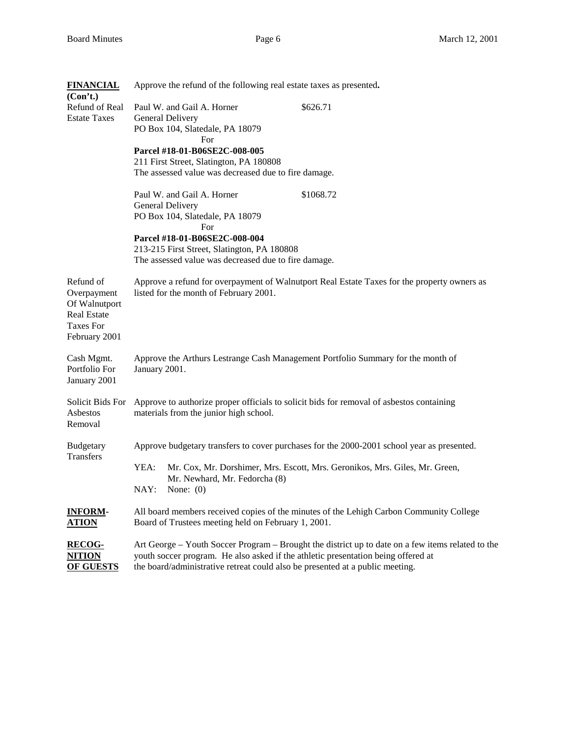**FINANCIAL (Con't.)**

Approve the refund of the following real estate taxes as presented**.**

Refund of Real Estate Taxes

Paul W. and Gail A. Horner — $626.71
General Delivery
PO Box 104, Slatedale, PA 18079
For
**Parcel #18-01-B06SE2C-008-005**
211 First Street, Slatington, PA 180808
The assessed value was decreased due to fire damage.

Paul W. and Gail A. Horner — $1068.72
General Delivery
PO Box 104, Slatedale, PA 18079
For
**Parcel #18-01-B06SE2C-008-004**
213-215 First Street, Slatington, PA 180808
The assessed value was decreased due to fire damage.

Refund of Overpayment Of Walnutport Real Estate Taxes For February 2001

Approve a refund for overpayment of Walnutport Real Estate Taxes for the property owners as listed for the month of February 2001.

Cash Mgmt. Portfolio For January 2001

Approve the Arthurs Lestrange Cash Management Portfolio Summary for the month of January 2001.

Solicit Bids For Asbestos Removal

Approve to authorize proper officials to solicit bids for removal of asbestos containing materials from the junior high school.

Budgetary Transfers

Approve budgetary transfers to cover purchases for the 2000-2001 school year as presented.

YEA: Mr. Cox, Mr. Dorshimer, Mrs. Escott, Mrs. Geronikos, Mrs. Giles, Mr. Green, Mr. Newhard, Mr. Fedorcha (8)
NAY: None: (0)

**INFORMATION**

All board members received copies of the minutes of the Lehigh Carbon Community College Board of Trustees meeting held on February 1, 2001.

**RECOGNITION OF GUESTS**

Art George – Youth Soccer Program – Brought the district up to date on a few items related to the youth soccer program. He also asked if the athletic presentation being offered at the board/administrative retreat could also be presented at a public meeting.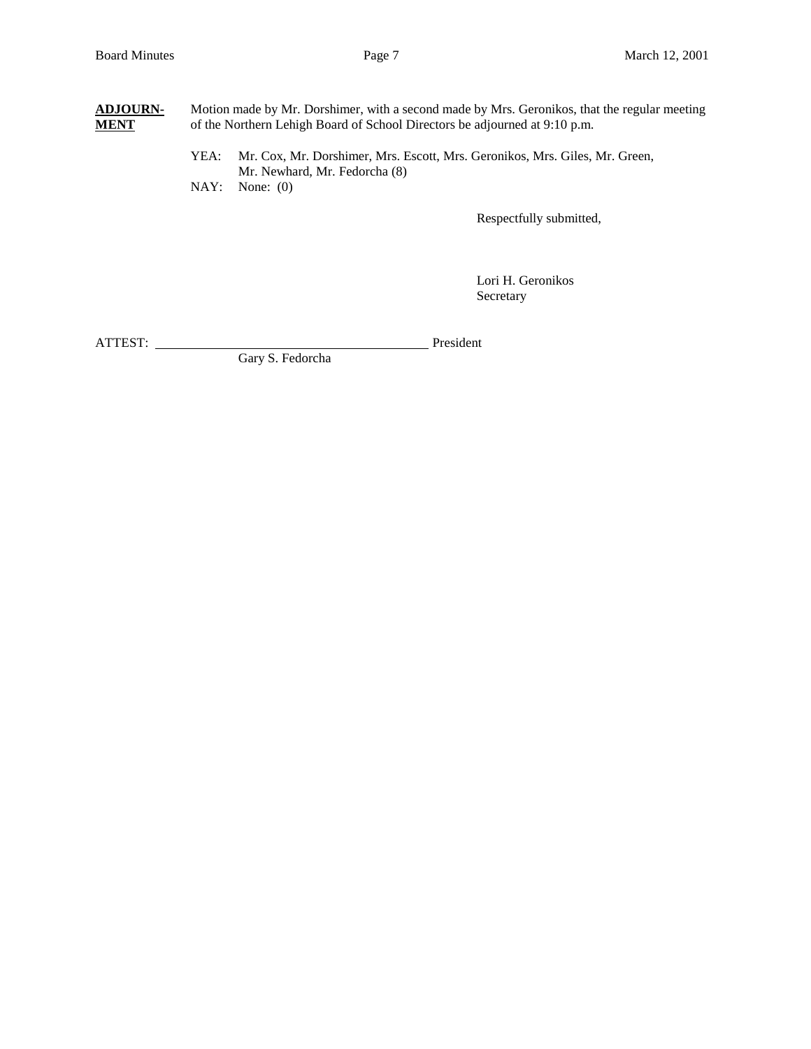**ADJOURN-MENT**

Motion made by Mr. Dorshimer, with a second made by Mrs. Geronikos, that the regular meeting of the Northern Lehigh Board of School Directors be adjourned at 9:10 p.m.

YEA: Mr. Cox, Mr. Dorshimer, Mrs. Escott, Mrs. Geronikos, Mrs. Giles, Mr. Green, Mr. Newhard, Mr. Fedorcha (8)
NAY: None: (0)

Respectfully submitted,

Lori H. Geronikos
Secretary

ATTEST: ________________________________________ President
Gary S. Fedorcha